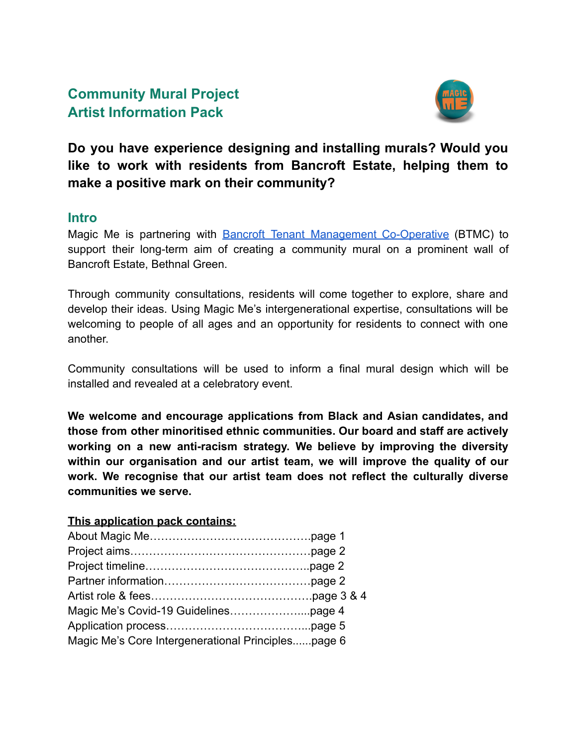# Community Mural Project
# Artist Information Pack

**Do you have experience designing and installing murals? Would you like to work with residents from Bancroft Estate, helping them to make a positive mark on their community?**

## Intro

Magic Me is partnering with [Bancroft Tenant Management Co-Operative] (BTMC) to support their long-term aim of creating a community mural on a prominent wall of Bancroft Estate, Bethnal Green.

Through community consultations, residents will come together to explore, share and develop their ideas. Using Magic Me's intergenerational expertise, consultations will be welcoming to people of all ages and an opportunity for residents to connect with one another.

Community consultations will be used to inform a final mural design which will be installed and revealed at a celebratory event.

**We welcome and encourage applications from Black and Asian candidates, and those from other minoritised ethnic communities. Our board and staff are actively working on a new anti-racism strategy. We believe by improving the diversity within our organisation and our artist team, we will improve the quality of our work. We recognise that our artist team does not reflect the culturally diverse communities we serve.**

**<u>This application pack contains:</u>**

About Magic Me……………………………………page 1
Project aims…………………………………………page 2
Project timeline……………………………………..page 2
Partner information…………………………………page 2
Artist role & fees……………………………………page 3 & 4
Magic Me's Covid-19 Guidelines………………....page 4
Application process………………………………...page 5
Magic Me's Core Intergenerational Principles......page 6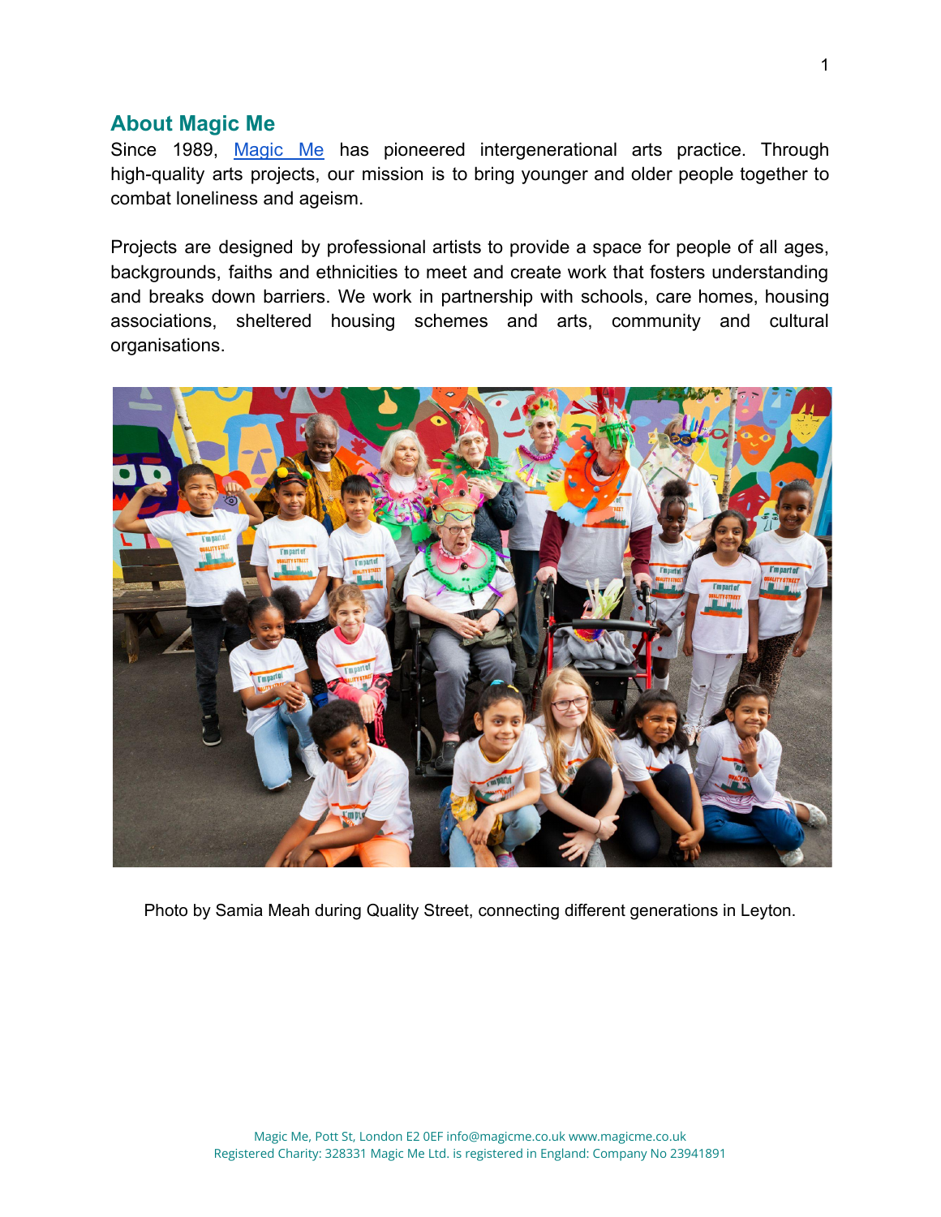## About Magic Me

Since 1989, [Magic Me](https://www.magicme.co.uk) has pioneered intergenerational arts practice. Through high-quality arts projects, our mission is to bring younger and older people together to combat loneliness and ageism.

Projects are designed by professional artists to provide a space for people of all ages, backgrounds, faiths and ethnicities to meet and create work that fosters understanding and breaks down barriers. We work in partnership with schools, care homes, housing associations, sheltered housing schemes and arts, community and cultural organisations.

Photo by Samia Meah during Quality Street, connecting different generations in Leyton.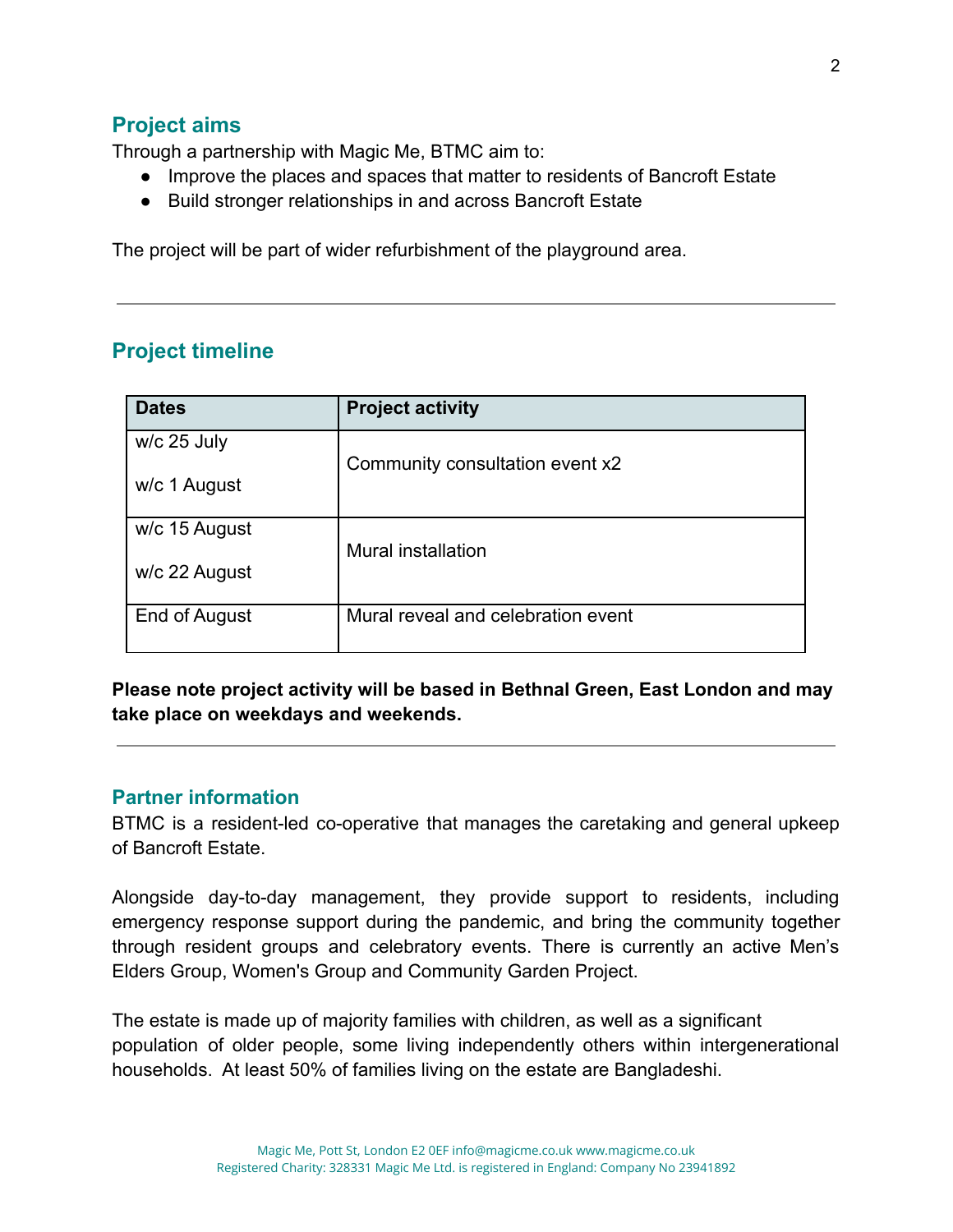## Project aims

Through a partnership with Magic Me, BTMC aim to:

- Improve the places and spaces that matter to residents of Bancroft Estate
- Build stronger relationships in and across Bancroft Estate

The project will be part of wider refurbishment of the playground area.

---

## Project timeline

| Dates | Project activity |
|---|---|
| w/c 25 July<br><br>w/c 1 August | Community consultation event x2 |
| w/c 15 August<br><br>w/c 22 August | Mural installation |
| End of August | Mural reveal and celebration event |

**Please note project activity will be based in Bethnal Green, East London and may take place on weekdays and weekends.**

---

## Partner information

BTMC is a resident-led co-operative that manages the caretaking and general upkeep of Bancroft Estate.

Alongside day-to-day management, they provide support to residents, including emergency response support during the pandemic, and bring the community together through resident groups and celebratory events. There is currently an active Men's Elders Group, Women's Group and Community Garden Project.

The estate is made up of majority families with children, as well as a significant population of older people, some living independently others within intergenerational households. At least 50% of families living on the estate are Bangladeshi.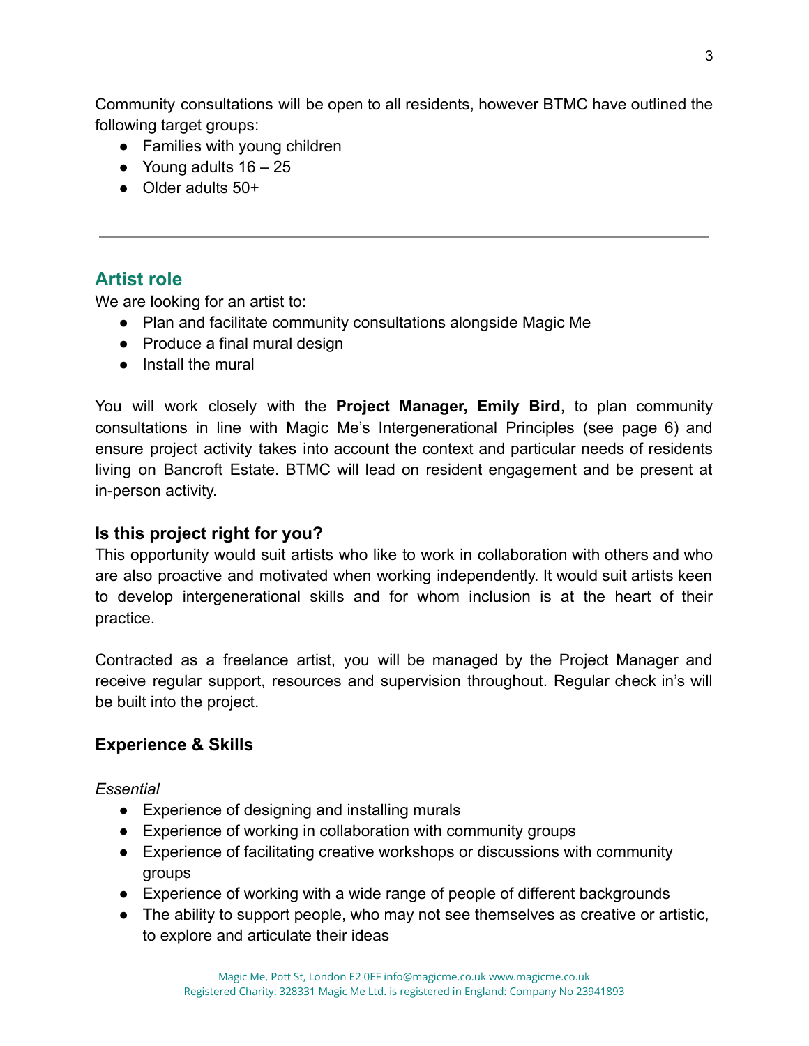Community consultations will be open to all residents, however BTMC have outlined the following target groups:

- Families with young children
- Young adults 16 – 25
- Older adults 50+

---

## Artist role

We are looking for an artist to:

- Plan and facilitate community consultations alongside Magic Me
- Produce a final mural design
- Install the mural

You will work closely with the **Project Manager, Emily Bird**, to plan community consultations in line with Magic Me's Intergenerational Principles (see page 6) and ensure project activity takes into account the context and particular needs of residents living on Bancroft Estate. BTMC will lead on resident engagement and be present at in-person activity.

### Is this project right for you?

This opportunity would suit artists who like to work in collaboration with others and who are also proactive and motivated when working independently. It would suit artists keen to develop intergenerational skills and for whom inclusion is at the heart of their practice.

Contracted as a freelance artist, you will be managed by the Project Manager and receive regular support, resources and supervision throughout. Regular check in's will be built into the project.

### Experience & Skills

*Essential*

- Experience of designing and installing murals
- Experience of working in collaboration with community groups
- Experience of facilitating creative workshops or discussions with community groups
- Experience of working with a wide range of people of different backgrounds
- The ability to support people, who may not see themselves as creative or artistic, to explore and articulate their ideas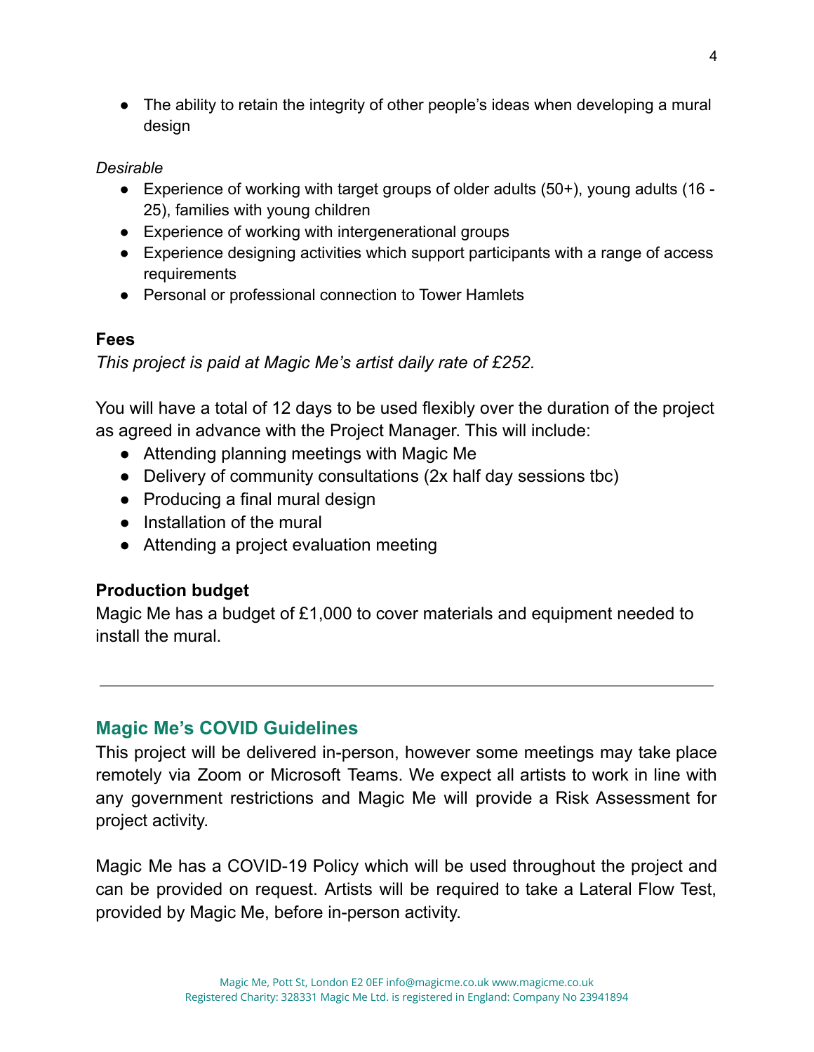- The ability to retain the integrity of other people's ideas when developing a mural design

*Desirable*

- Experience of working with target groups of older adults (50+), young adults (16 - 25), families with young children
- Experience of working with intergenerational groups
- Experience designing activities which support participants with a range of access requirements
- Personal or professional connection to Tower Hamlets

**Fees**

*This project is paid at Magic Me's artist daily rate of £252.*

You will have a total of 12 days to be used flexibly over the duration of the project as agreed in advance with the Project Manager. This will include:

- Attending planning meetings with Magic Me
- Delivery of community consultations (2x half day sessions tbc)
- Producing a final mural design
- Installation of the mural
- Attending a project evaluation meeting

**Production budget**

Magic Me has a budget of £1,000 to cover materials and equipment needed to install the mural.

---

## Magic Me's COVID Guidelines

This project will be delivered in-person, however some meetings may take place remotely via Zoom or Microsoft Teams. We expect all artists to work in line with any government restrictions and Magic Me will provide a Risk Assessment for project activity.

Magic Me has a COVID-19 Policy which will be used throughout the project and can be provided on request. Artists will be required to take a Lateral Flow Test, provided by Magic Me, before in-person activity.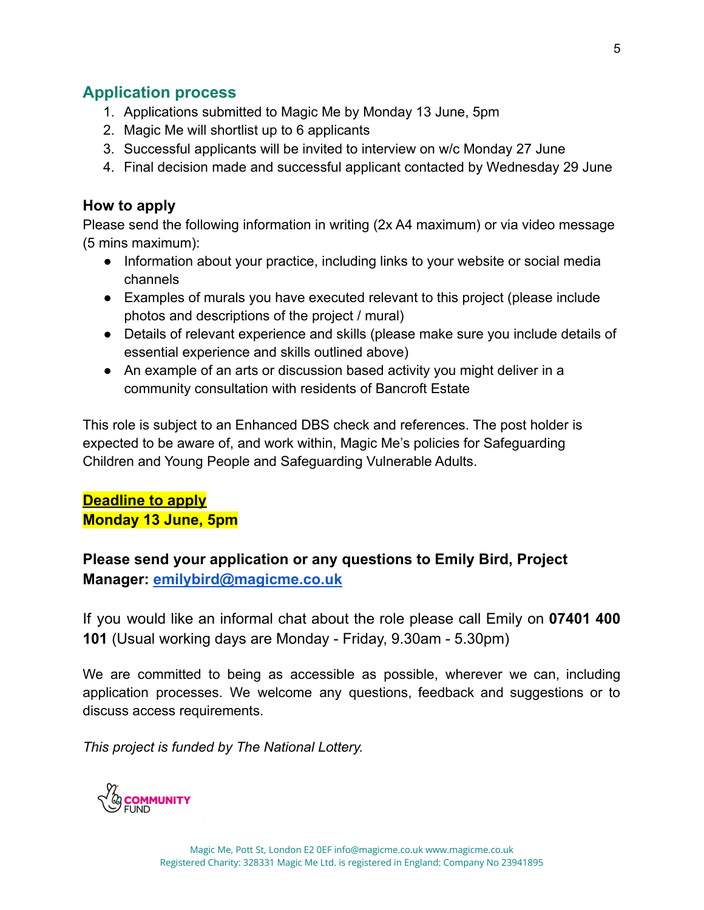## Application process

1. Applications submitted to Magic Me by Monday 13 June, 5pm
2. Magic Me will shortlist up to 6 applicants
3. Successful applicants will be invited to interview on w/c Monday 27 June
4. Final decision made and successful applicant contacted by Wednesday 29 June

### How to apply

Please send the following information in writing (2x A4 maximum) or via video message (5 mins maximum):

- Information about your practice, including links to your website or social media channels
- Examples of murals you have executed relevant to this project (please include photos and descriptions of the project / mural)
- Details of relevant experience and skills (please make sure you include details of essential experience and skills outlined above)
- An example of an arts or discussion based activity you might deliver in a community consultation with residents of Bancroft Estate

This role is subject to an Enhanced DBS check and references. The post holder is expected to be aware of, and work within, Magic Me's policies for Safeguarding Children and Young People and Safeguarding Vulnerable Adults.

**Deadline to apply**
**Monday 13 June, 5pm**

**Please send your application or any questions to Emily Bird, Project Manager: emilybird@magicme.co.uk**

If you would like an informal chat about the role please call Emily on **07401 400 101** (Usual working days are Monday - Friday, 9.30am - 5.30pm)

We are committed to being as accessible as possible, wherever we can, including application processes. We welcome any questions, feedback and suggestions or to discuss access requirements.

*This project is funded by The National Lottery.*

COMMUNITY FUND

Magic Me, Pott St, London E2 0EF info@magicme.co.uk www.magicme.co.uk
Registered Charity: 328331 Magic Me Ltd. is registered in England: Company No 23941895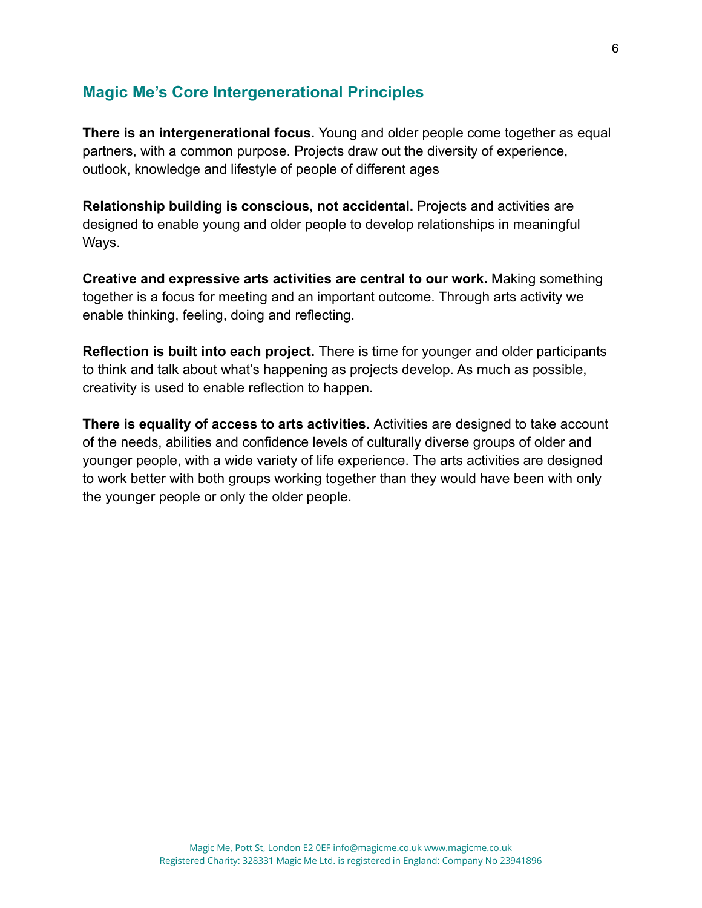## Magic Me's Core Intergenerational Principles

**There is an intergenerational focus.** Young and older people come together as equal partners, with a common purpose. Projects draw out the diversity of experience, outlook, knowledge and lifestyle of people of different ages

**Relationship building is conscious, not accidental.** Projects and activities are designed to enable young and older people to develop relationships in meaningful Ways.

**Creative and expressive arts activities are central to our work.** Making something together is a focus for meeting and an important outcome. Through arts activity we enable thinking, feeling, doing and reflecting.

**Reflection is built into each project.** There is time for younger and older participants to think and talk about what's happening as projects develop. As much as possible, creativity is used to enable reflection to happen.

**There is equality of access to arts activities.** Activities are designed to take account of the needs, abilities and confidence levels of culturally diverse groups of older and younger people, with a wide variety of life experience. The arts activities are designed to work better with both groups working together than they would have been with only the younger people or only the older people.